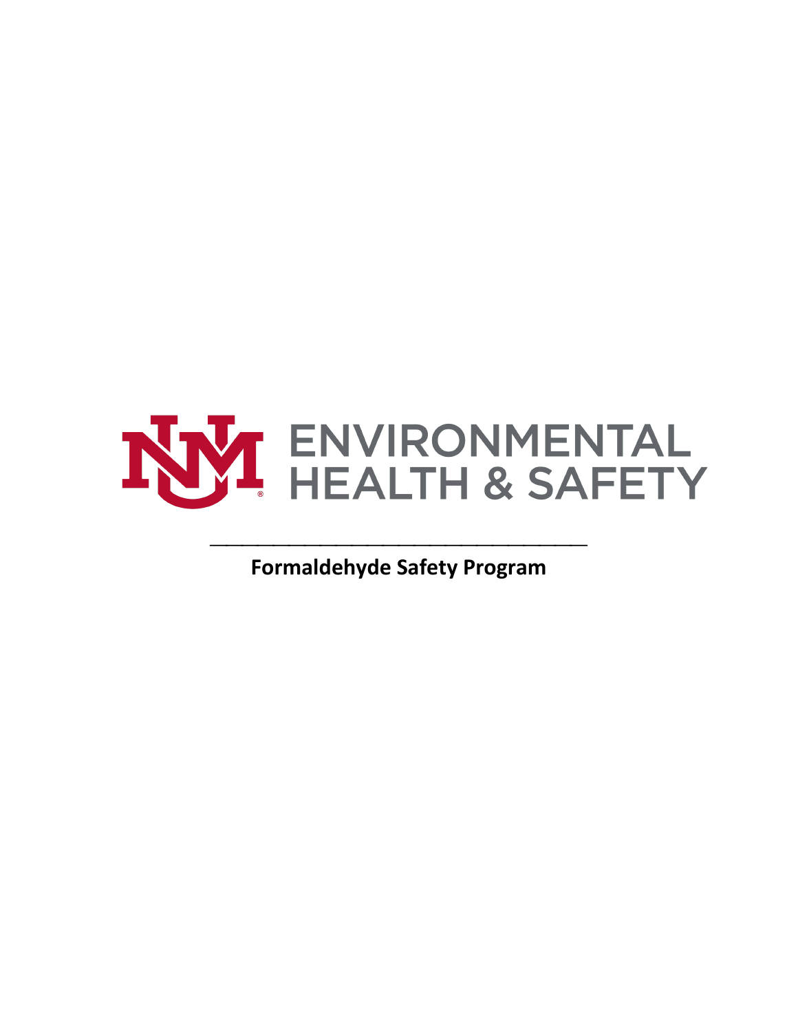ENVIRONMENTAL HEALTH & SAFETY

# Formaldehyde Safety Program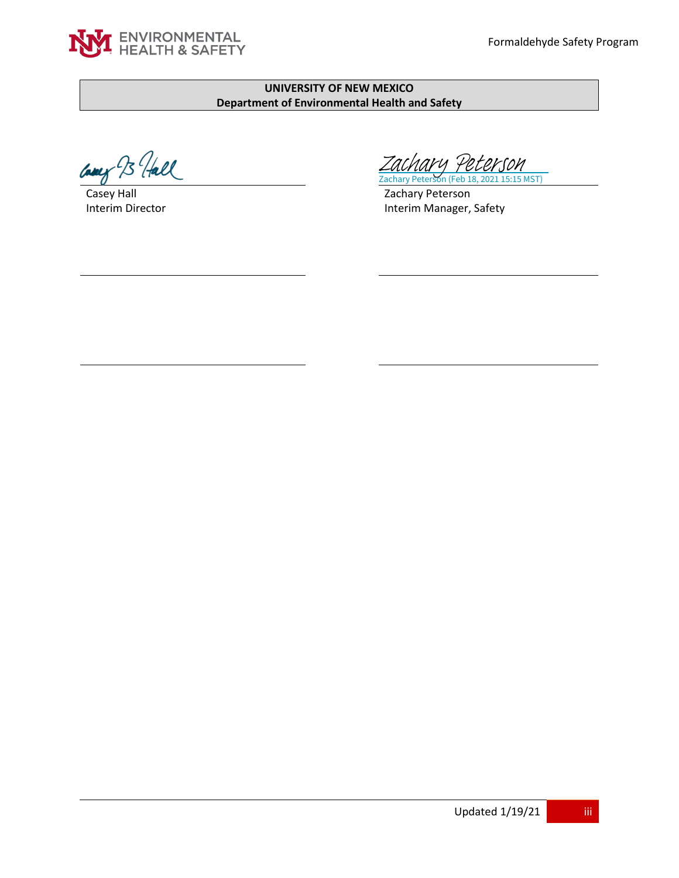**UNIVERSITY OF NEW MEXICO**
**Department of Environmental Health and Safety**

Casey Hall
Interim Director

Zachary Peterson (Feb 18, 2021 15:15 MST)
Zachary Peterson
Interim Manager, Safety

Updated 1/19/21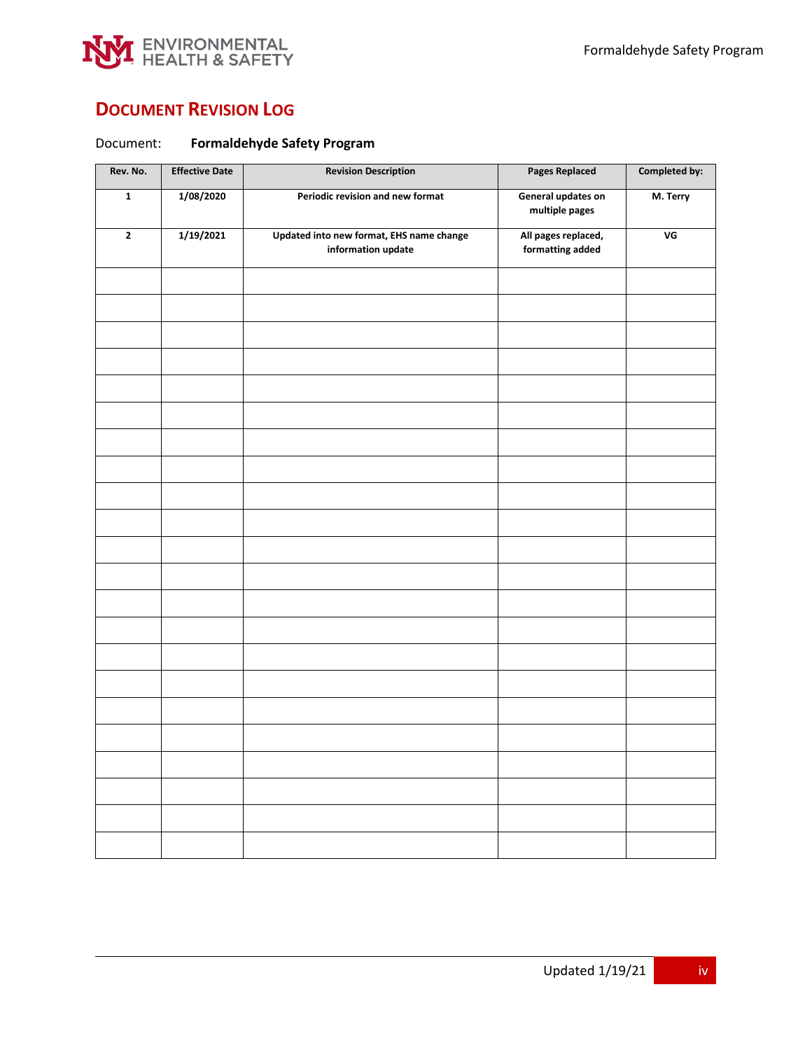# DOCUMENT REVISION LOG

Document: **Formaldehyde Safety Program**

| Rev. No. | Effective Date | Revision Description | Pages Replaced | Completed by: |
|---|---|---|---|---|
| 1 | 1/08/2020 | Periodic revision and new format | General updates on multiple pages | M. Terry |
| 2 | 1/19/2021 | Updated into new format, EHS name change information update | All pages replaced, formatting added | VG |
| | | | | |
| | | | | |
| | | | | |
| | | | | |
| | | | | |
| | | | | |
| | | | | |
| | | | | |
| | | | | |
| | | | | |
| | | | | |
| | | | | |
| | | | | |
| | | | | |
| | | | | |
| | | | | |
| | | | | |
| | | | | |
| | | | | |
| | | | | |
| | | | | |
| | | | | |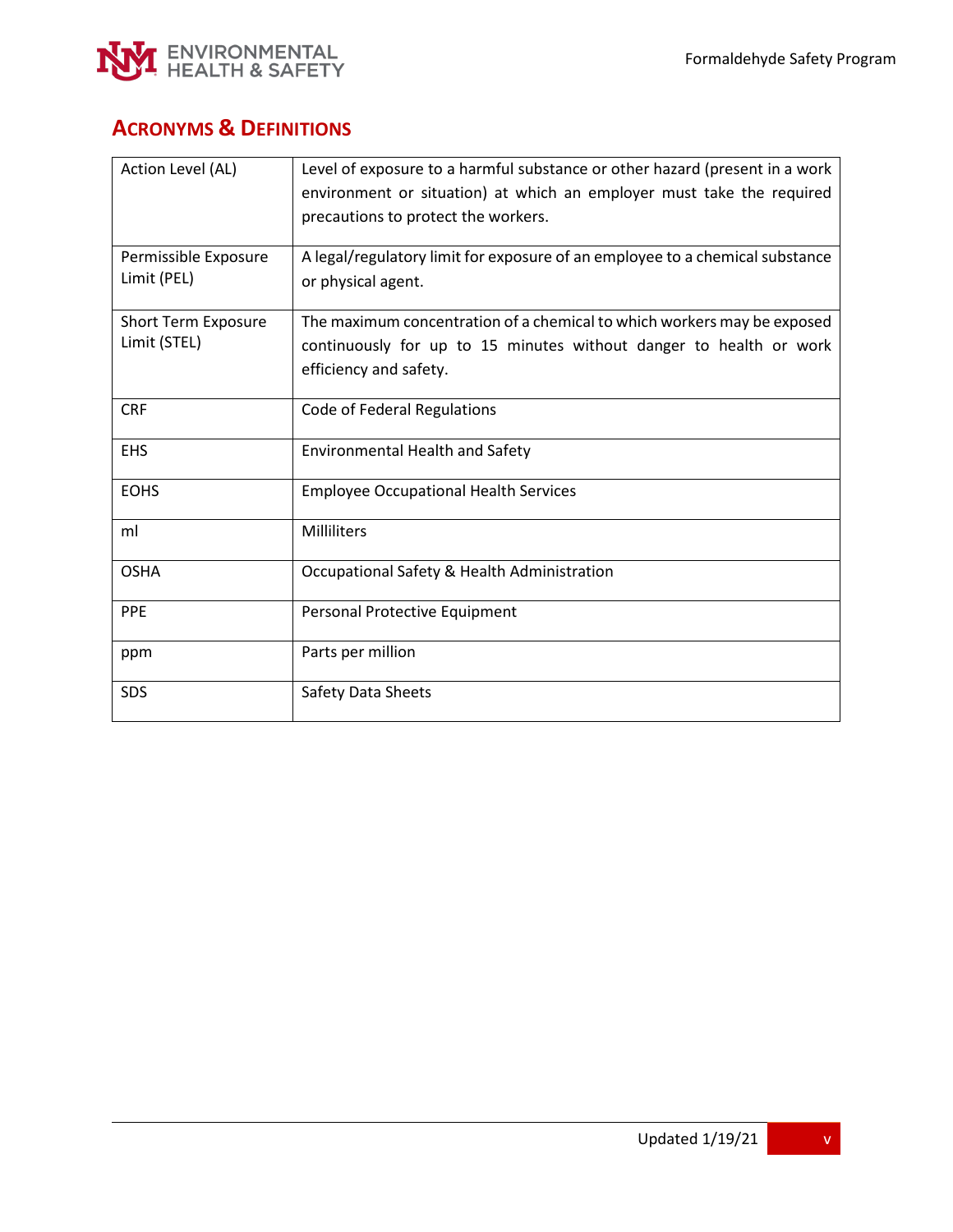## Acronyms & Definitions

| | |
|---|---|
| Action Level (AL) | Level of exposure to a harmful substance or other hazard (present in a work environment or situation) at which an employer must take the required precautions to protect the workers. |
| Permissible Exposure Limit (PEL) | A legal/regulatory limit for exposure of an employee to a chemical substance or physical agent. |
| Short Term Exposure Limit (STEL) | The maximum concentration of a chemical to which workers may be exposed continuously for up to 15 minutes without danger to health or work efficiency and safety. |
| CRF | Code of Federal Regulations |
| EHS | Environmental Health and Safety |
| EOHS | Employee Occupational Health Services |
| ml | Milliliters |
| OSHA | Occupational Safety & Health Administration |
| PPE | Personal Protective Equipment |
| ppm | Parts per million |
| SDS | Safety Data Sheets |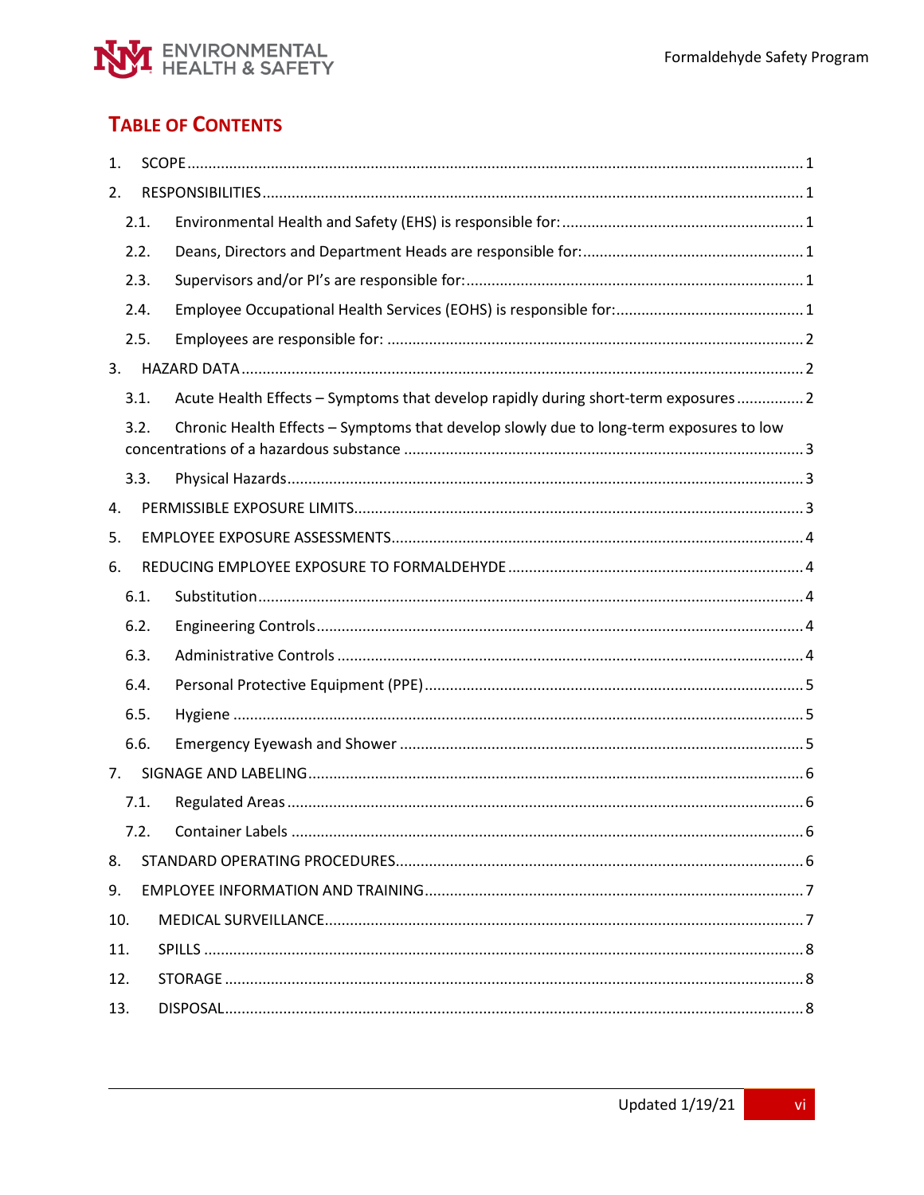## TABLE OF CONTENTS

1. SCOPE ..... 1
2. RESPONSIBILITIES ..... 1
   - 2.1. Environmental Health and Safety (EHS) is responsible for: ..... 1
   - 2.2. Deans, Directors and Department Heads are responsible for: ..... 1
   - 2.3. Supervisors and/or PI's are responsible for: ..... 1
   - 2.4. Employee Occupational Health Services (EOHS) is responsible for: ..... 1
   - 2.5. Employees are responsible for: ..... 2
3. HAZARD DATA ..... 2
   - 3.1. Acute Health Effects – Symptoms that develop rapidly during short-term exposures ..... 2
   - 3.2. Chronic Health Effects – Symptoms that develop slowly due to long-term exposures to low concentrations of a hazardous substance ..... 3
   - 3.3. Physical Hazards ..... 3
4. PERMISSIBLE EXPOSURE LIMITS ..... 3
5. EMPLOYEE EXPOSURE ASSESSMENTS ..... 4
6. REDUCING EMPLOYEE EXPOSURE TO FORMALDEHYDE ..... 4
   - 6.1. Substitution ..... 4
   - 6.2. Engineering Controls ..... 4
   - 6.3. Administrative Controls ..... 4
   - 6.4. Personal Protective Equipment (PPE) ..... 5
   - 6.5. Hygiene ..... 5
   - 6.6. Emergency Eyewash and Shower ..... 5
7. SIGNAGE AND LABELING ..... 6
   - 7.1. Regulated Areas ..... 6
   - 7.2. Container Labels ..... 6
8. STANDARD OPERATING PROCEDURES ..... 6
9. EMPLOYEE INFORMATION AND TRAINING ..... 7
10. MEDICAL SURVEILLANCE ..... 7
11. SPILLS ..... 8
12. STORAGE ..... 8
13. DISPOSAL ..... 8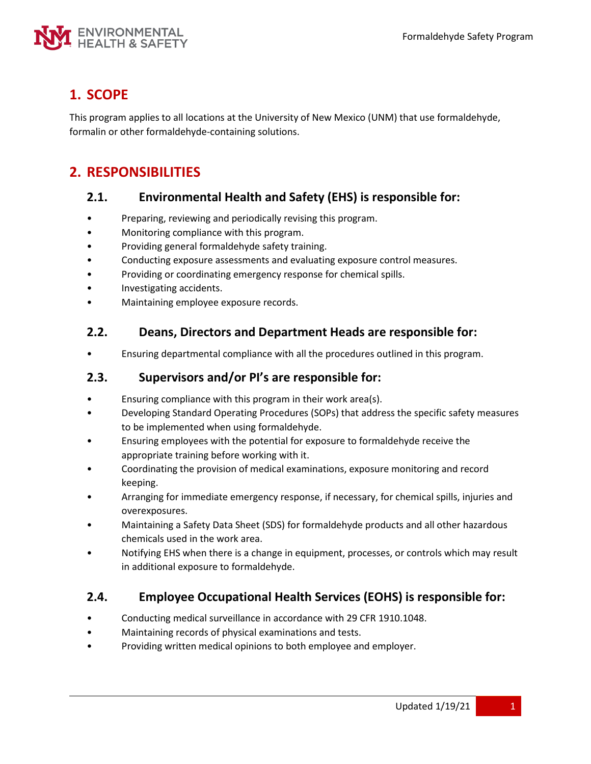## 1. SCOPE

This program applies to all locations at the University of New Mexico (UNM) that use formaldehyde, formalin or other formaldehyde-containing solutions.

## 2. RESPONSIBILITIES

### 2.1. Environmental Health and Safety (EHS) is responsible for:

- Preparing, reviewing and periodically revising this program.
- Monitoring compliance with this program.
- Providing general formaldehyde safety training.
- Conducting exposure assessments and evaluating exposure control measures.
- Providing or coordinating emergency response for chemical spills.
- Investigating accidents.
- Maintaining employee exposure records.

### 2.2. Deans, Directors and Department Heads are responsible for:

- Ensuring departmental compliance with all the procedures outlined in this program.

### 2.3. Supervisors and/or PI's are responsible for:

- Ensuring compliance with this program in their work area(s).
- Developing Standard Operating Procedures (SOPs) that address the specific safety measures to be implemented when using formaldehyde.
- Ensuring employees with the potential for exposure to formaldehyde receive the appropriate training before working with it.
- Coordinating the provision of medical examinations, exposure monitoring and record keeping.
- Arranging for immediate emergency response, if necessary, for chemical spills, injuries and overexposures.
- Maintaining a Safety Data Sheet (SDS) for formaldehyde products and all other hazardous chemicals used in the work area.
- Notifying EHS when there is a change in equipment, processes, or controls which may result in additional exposure to formaldehyde.

### 2.4. Employee Occupational Health Services (EOHS) is responsible for:

- Conducting medical surveillance in accordance with 29 CFR 1910.1048.
- Maintaining records of physical examinations and tests.
- Providing written medical opinions to both employee and employer.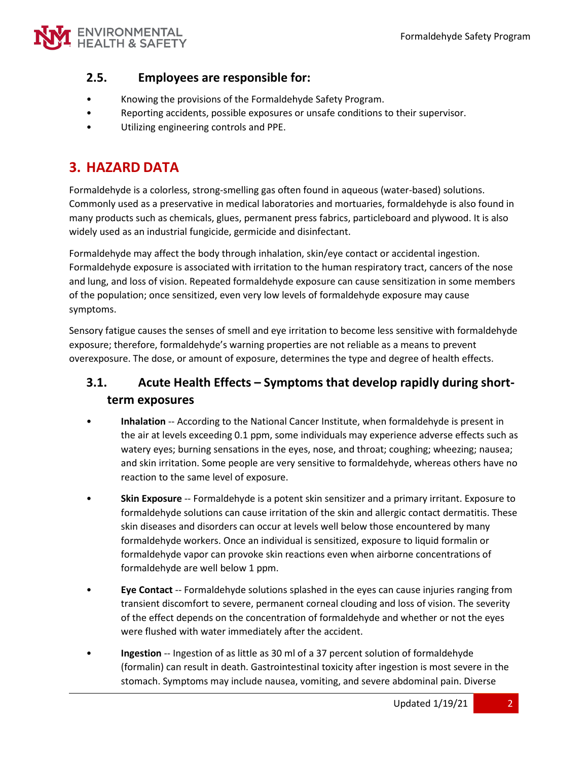### 2.5. Employees are responsible for:

- Knowing the provisions of the Formaldehyde Safety Program.
- Reporting accidents, possible exposures or unsafe conditions to their supervisor.
- Utilizing engineering controls and PPE.

## 3. HAZARD DATA

Formaldehyde is a colorless, strong-smelling gas often found in aqueous (water-based) solutions. Commonly used as a preservative in medical laboratories and mortuaries, formaldehyde is also found in many products such as chemicals, glues, permanent press fabrics, particleboard and plywood. It is also widely used as an industrial fungicide, germicide and disinfectant.

Formaldehyde may affect the body through inhalation, skin/eye contact or accidental ingestion. Formaldehyde exposure is associated with irritation to the human respiratory tract, cancers of the nose and lung, and loss of vision. Repeated formaldehyde exposure can cause sensitization in some members of the population; once sensitized, even very low levels of formaldehyde exposure may cause symptoms.

Sensory fatigue causes the senses of smell and eye irritation to become less sensitive with formaldehyde exposure; therefore, formaldehyde's warning properties are not reliable as a means to prevent overexposure. The dose, or amount of exposure, determines the type and degree of health effects.

### 3.1. Acute Health Effects – Symptoms that develop rapidly during short-term exposures

- **Inhalation** -- According to the National Cancer Institute, when formaldehyde is present in the air at levels exceeding 0.1 ppm, some individuals may experience adverse effects such as watery eyes; burning sensations in the eyes, nose, and throat; coughing; wheezing; nausea; and skin irritation. Some people are very sensitive to formaldehyde, whereas others have no reaction to the same level of exposure.
- **Skin Exposure** -- Formaldehyde is a potent skin sensitizer and a primary irritant. Exposure to formaldehyde solutions can cause irritation of the skin and allergic contact dermatitis. These skin diseases and disorders can occur at levels well below those encountered by many formaldehyde workers. Once an individual is sensitized, exposure to liquid formalin or formaldehyde vapor can provoke skin reactions even when airborne concentrations of formaldehyde are well below 1 ppm.
- **Eye Contact** -- Formaldehyde solutions splashed in the eyes can cause injuries ranging from transient discomfort to severe, permanent corneal clouding and loss of vision. The severity of the effect depends on the concentration of formaldehyde and whether or not the eyes were flushed with water immediately after the accident.
- **Ingestion** -- Ingestion of as little as 30 ml of a 37 percent solution of formaldehyde (formalin) can result in death. Gastrointestinal toxicity after ingestion is most severe in the stomach. Symptoms may include nausea, vomiting, and severe abdominal pain. Diverse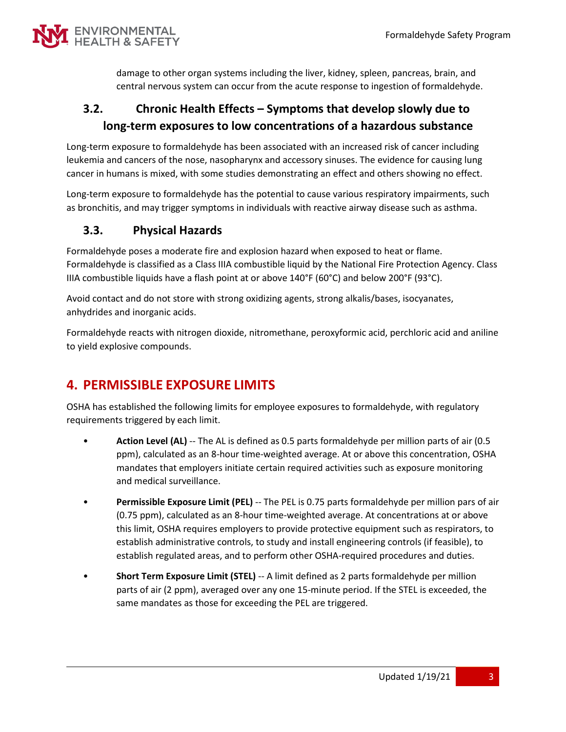damage to other organ systems including the liver, kidney, spleen, pancreas, brain, and central nervous system can occur from the acute response to ingestion of formaldehyde.

### 3.2. Chronic Health Effects – Symptoms that develop slowly due to long-term exposures to low concentrations of a hazardous substance

Long-term exposure to formaldehyde has been associated with an increased risk of cancer including leukemia and cancers of the nose, nasopharynx and accessory sinuses. The evidence for causing lung cancer in humans is mixed, with some studies demonstrating an effect and others showing no effect.

Long-term exposure to formaldehyde has the potential to cause various respiratory impairments, such as bronchitis, and may trigger symptoms in individuals with reactive airway disease such as asthma.

### 3.3. Physical Hazards

Formaldehyde poses a moderate fire and explosion hazard when exposed to heat or flame. Formaldehyde is classified as a Class IIIA combustible liquid by the National Fire Protection Agency. Class IIIA combustible liquids have a flash point at or above 140°F (60°C) and below 200°F (93°C).

Avoid contact and do not store with strong oxidizing agents, strong alkalis/bases, isocyanates, anhydrides and inorganic acids.

Formaldehyde reacts with nitrogen dioxide, nitromethane, peroxyformic acid, perchloric acid and aniline to yield explosive compounds.

## 4. PERMISSIBLE EXPOSURE LIMITS

OSHA has established the following limits for employee exposures to formaldehyde, with regulatory requirements triggered by each limit.

- **Action Level (AL)** -- The AL is defined as 0.5 parts formaldehyde per million parts of air (0.5 ppm), calculated as an 8-hour time-weighted average. At or above this concentration, OSHA mandates that employers initiate certain required activities such as exposure monitoring and medical surveillance.
- **Permissible Exposure Limit (PEL)** -- The PEL is 0.75 parts formaldehyde per million pars of air (0.75 ppm), calculated as an 8-hour time-weighted average. At concentrations at or above this limit, OSHA requires employers to provide protective equipment such as respirators, to establish administrative controls, to study and install engineering controls (if feasible), to establish regulated areas, and to perform other OSHA-required procedures and duties.
- **Short Term Exposure Limit (STEL)** -- A limit defined as 2 parts formaldehyde per million parts of air (2 ppm), averaged over any one 15-minute period. If the STEL is exceeded, the same mandates as those for exceeding the PEL are triggered.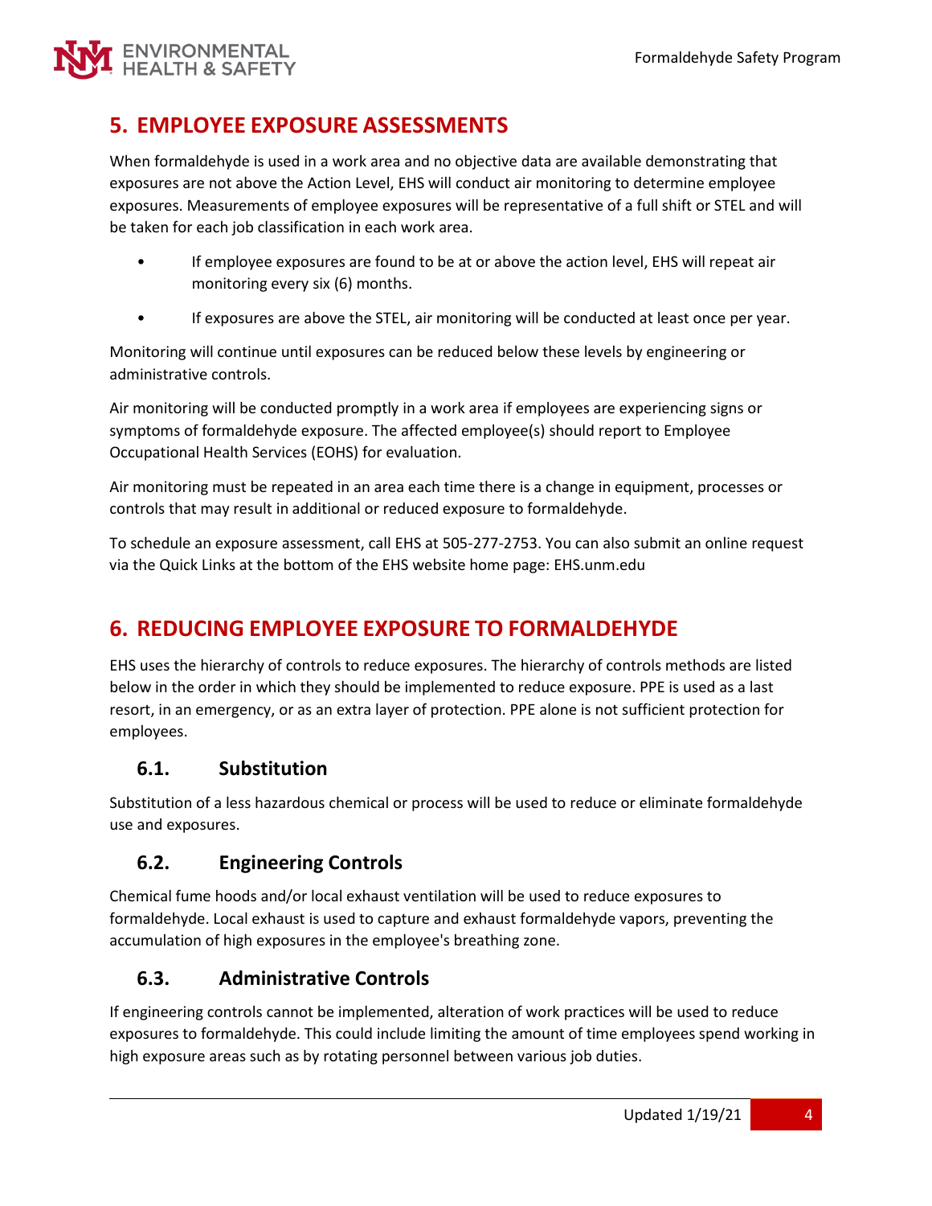## 5. EMPLOYEE EXPOSURE ASSESSMENTS

When formaldehyde is used in a work area and no objective data are available demonstrating that exposures are not above the Action Level, EHS will conduct air monitoring to determine employee exposures. Measurements of employee exposures will be representative of a full shift or STEL and will be taken for each job classification in each work area.

- If employee exposures are found to be at or above the action level, EHS will repeat air monitoring every six (6) months.
- If exposures are above the STEL, air monitoring will be conducted at least once per year.

Monitoring will continue until exposures can be reduced below these levels by engineering or administrative controls.

Air monitoring will be conducted promptly in a work area if employees are experiencing signs or symptoms of formaldehyde exposure. The affected employee(s) should report to Employee Occupational Health Services (EOHS) for evaluation.

Air monitoring must be repeated in an area each time there is a change in equipment, processes or controls that may result in additional or reduced exposure to formaldehyde.

To schedule an exposure assessment, call EHS at 505-277-2753. You can also submit an online request via the Quick Links at the bottom of the EHS website home page: EHS.unm.edu

## 6. REDUCING EMPLOYEE EXPOSURE TO FORMALDEHYDE

EHS uses the hierarchy of controls to reduce exposures. The hierarchy of controls methods are listed below in the order in which they should be implemented to reduce exposure. PPE is used as a last resort, in an emergency, or as an extra layer of protection. PPE alone is not sufficient protection for employees.

### 6.1. Substitution

Substitution of a less hazardous chemical or process will be used to reduce or eliminate formaldehyde use and exposures.

### 6.2. Engineering Controls

Chemical fume hoods and/or local exhaust ventilation will be used to reduce exposures to formaldehyde. Local exhaust is used to capture and exhaust formaldehyde vapors, preventing the accumulation of high exposures in the employee's breathing zone.

### 6.3. Administrative Controls

If engineering controls cannot be implemented, alteration of work practices will be used to reduce exposures to formaldehyde. This could include limiting the amount of time employees spend working in high exposure areas such as by rotating personnel between various job duties.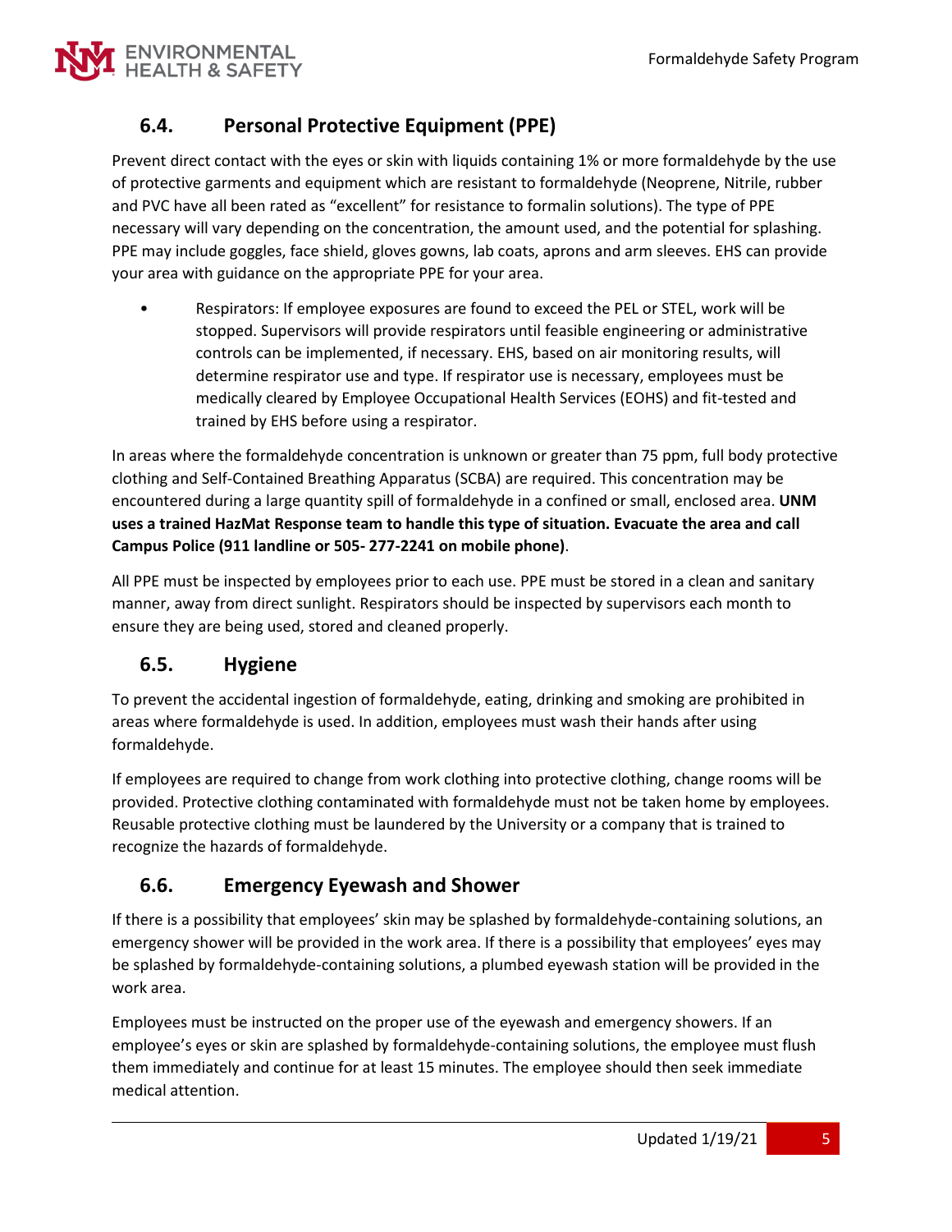## 6.4. Personal Protective Equipment (PPE)

Prevent direct contact with the eyes or skin with liquids containing 1% or more formaldehyde by the use of protective garments and equipment which are resistant to formaldehyde (Neoprene, Nitrile, rubber and PVC have all been rated as "excellent" for resistance to formalin solutions). The type of PPE necessary will vary depending on the concentration, the amount used, and the potential for splashing. PPE may include goggles, face shield, gloves gowns, lab coats, aprons and arm sleeves. EHS can provide your area with guidance on the appropriate PPE for your area.

- Respirators: If employee exposures are found to exceed the PEL or STEL, work will be stopped. Supervisors will provide respirators until feasible engineering or administrative controls can be implemented, if necessary. EHS, based on air monitoring results, will determine respirator use and type. If respirator use is necessary, employees must be medically cleared by Employee Occupational Health Services (EOHS) and fit-tested and trained by EHS before using a respirator.

In areas where the formaldehyde concentration is unknown or greater than 75 ppm, full body protective clothing and Self-Contained Breathing Apparatus (SCBA) are required. This concentration may be encountered during a large quantity spill of formaldehyde in a confined or small, enclosed area. **UNM uses a trained HazMat Response team to handle this type of situation. Evacuate the area and call Campus Police (911 landline or 505- 277-2241 on mobile phone)**.

All PPE must be inspected by employees prior to each use. PPE must be stored in a clean and sanitary manner, away from direct sunlight. Respirators should be inspected by supervisors each month to ensure they are being used, stored and cleaned properly.

## 6.5. Hygiene

To prevent the accidental ingestion of formaldehyde, eating, drinking and smoking are prohibited in areas where formaldehyde is used. In addition, employees must wash their hands after using formaldehyde.

If employees are required to change from work clothing into protective clothing, change rooms will be provided. Protective clothing contaminated with formaldehyde must not be taken home by employees. Reusable protective clothing must be laundered by the University or a company that is trained to recognize the hazards of formaldehyde.

## 6.6. Emergency Eyewash and Shower

If there is a possibility that employees' skin may be splashed by formaldehyde-containing solutions, an emergency shower will be provided in the work area. If there is a possibility that employees' eyes may be splashed by formaldehyde-containing solutions, a plumbed eyewash station will be provided in the work area.

Employees must be instructed on the proper use of the eyewash and emergency showers. If an employee's eyes or skin are splashed by formaldehyde-containing solutions, the employee must flush them immediately and continue for at least 15 minutes. The employee should then seek immediate medical attention.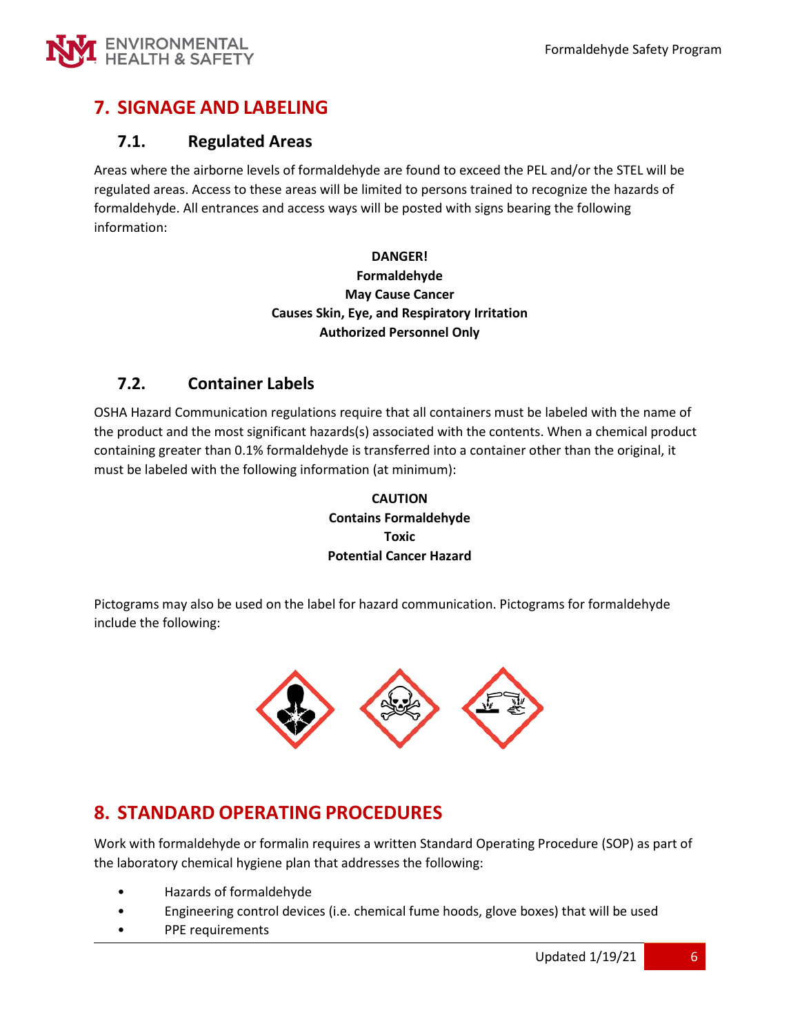## 7. SIGNAGE AND LABELING

### 7.1. Regulated Areas

Areas where the airborne levels of formaldehyde are found to exceed the PEL and/or the STEL will be regulated areas. Access to these areas will be limited to persons trained to recognize the hazards of formaldehyde. All entrances and access ways will be posted with signs bearing the following information:

**DANGER!**
**Formaldehyde**
**May Cause Cancer**
**Causes Skin, Eye, and Respiratory Irritation**
**Authorized Personnel Only**

### 7.2. Container Labels

OSHA Hazard Communication regulations require that all containers must be labeled with the name of the product and the most significant hazards(s) associated with the contents. When a chemical product containing greater than 0.1% formaldehyde is transferred into a container other than the original, it must be labeled with the following information (at minimum):

**CAUTION**
**Contains Formaldehyde**
**Toxic**
**Potential Cancer Hazard**

Pictograms may also be used on the label for hazard communication. Pictograms for formaldehyde include the following:

## 8. STANDARD OPERATING PROCEDURES

Work with formaldehyde or formalin requires a written Standard Operating Procedure (SOP) as part of the laboratory chemical hygiene plan that addresses the following:

- Hazards of formaldehyde
- Engineering control devices (i.e. chemical fume hoods, glove boxes) that will be used
- PPE requirements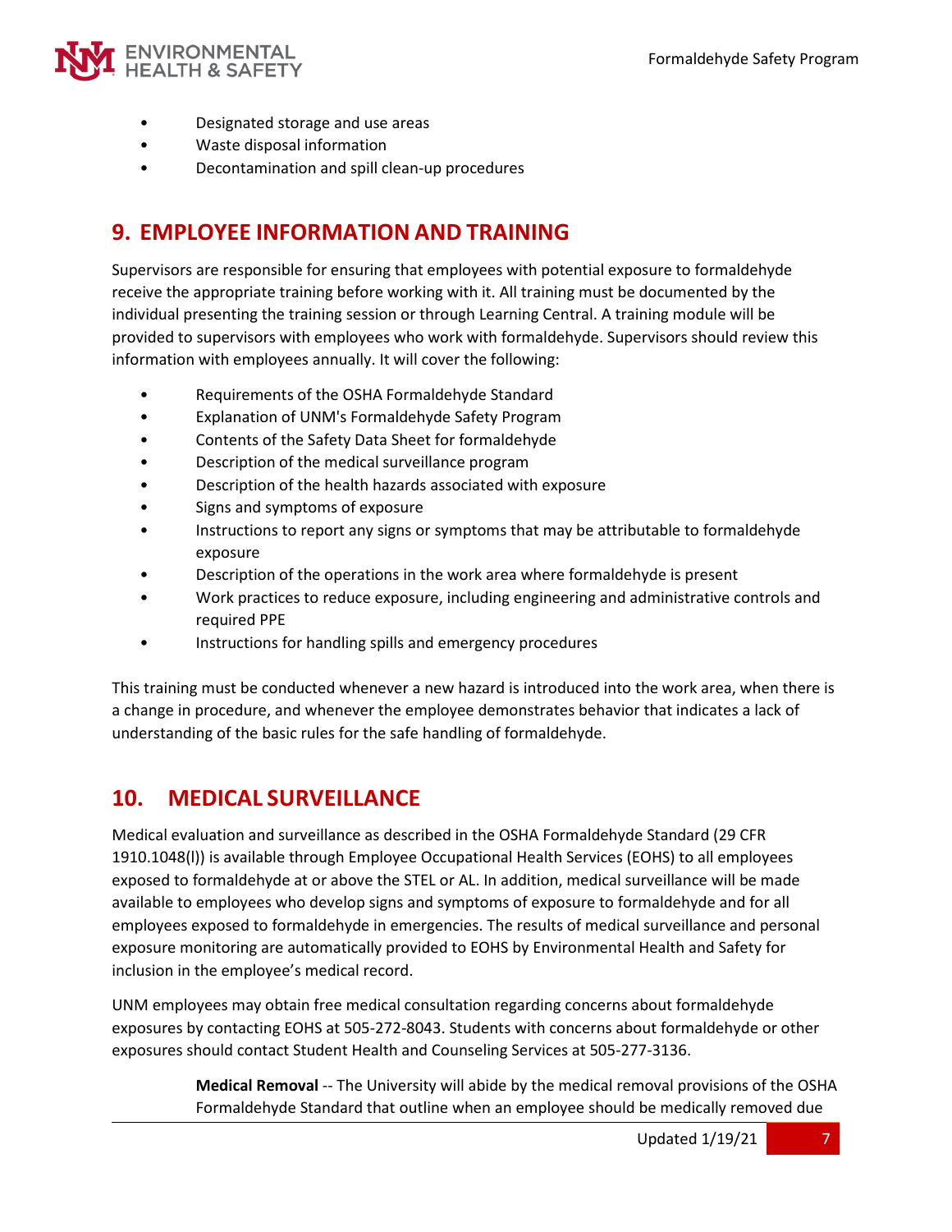- Designated storage and use areas
- Waste disposal information
- Decontamination and spill clean-up procedures

## 9. EMPLOYEE INFORMATION AND TRAINING

Supervisors are responsible for ensuring that employees with potential exposure to formaldehyde receive the appropriate training before working with it. All training must be documented by the individual presenting the training session or through Learning Central. A training module will be provided to supervisors with employees who work with formaldehyde. Supervisors should review this information with employees annually. It will cover the following:

- Requirements of the OSHA Formaldehyde Standard
- Explanation of UNM's Formaldehyde Safety Program
- Contents of the Safety Data Sheet for formaldehyde
- Description of the medical surveillance program
- Description of the health hazards associated with exposure
- Signs and symptoms of exposure
- Instructions to report any signs or symptoms that may be attributable to formaldehyde exposure
- Description of the operations in the work area where formaldehyde is present
- Work practices to reduce exposure, including engineering and administrative controls and required PPE
- Instructions for handling spills and emergency procedures

This training must be conducted whenever a new hazard is introduced into the work area, when there is a change in procedure, and whenever the employee demonstrates behavior that indicates a lack of understanding of the basic rules for the safe handling of formaldehyde.

## 10. MEDICAL SURVEILLANCE

Medical evaluation and surveillance as described in the OSHA Formaldehyde Standard (29 CFR 1910.1048(l)) is available through Employee Occupational Health Services (EOHS) to all employees exposed to formaldehyde at or above the STEL or AL. In addition, medical surveillance will be made available to employees who develop signs and symptoms of exposure to formaldehyde and for all employees exposed to formaldehyde in emergencies. The results of medical surveillance and personal exposure monitoring are automatically provided to EOHS by Environmental Health and Safety for inclusion in the employee's medical record.

UNM employees may obtain free medical consultation regarding concerns about formaldehyde exposures by contacting EOHS at 505-272-8043. Students with concerns about formaldehyde or other exposures should contact Student Health and Counseling Services at 505-277-3136.

**Medical Removal** -- The University will abide by the medical removal provisions of the OSHA Formaldehyde Standard that outline when an employee should be medically removed due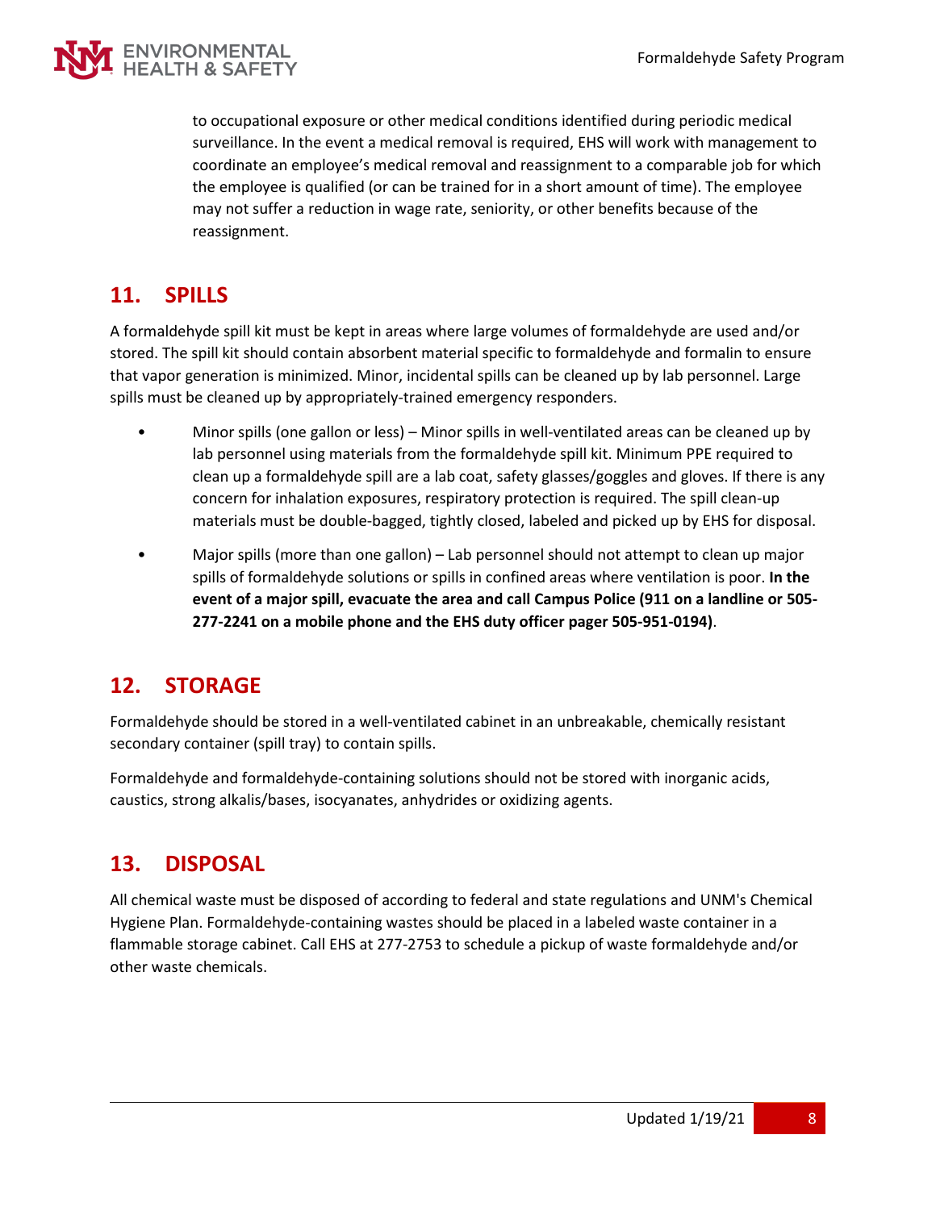to occupational exposure or other medical conditions identified during periodic medical surveillance. In the event a medical removal is required, EHS will work with management to coordinate an employee's medical removal and reassignment to a comparable job for which the employee is qualified (or can be trained for in a short amount of time). The employee may not suffer a reduction in wage rate, seniority, or other benefits because of the reassignment.

## 11. SPILLS

A formaldehyde spill kit must be kept in areas where large volumes of formaldehyde are used and/or stored. The spill kit should contain absorbent material specific to formaldehyde and formalin to ensure that vapor generation is minimized. Minor, incidental spills can be cleaned up by lab personnel. Large spills must be cleaned up by appropriately-trained emergency responders.

- Minor spills (one gallon or less) – Minor spills in well-ventilated areas can be cleaned up by lab personnel using materials from the formaldehyde spill kit. Minimum PPE required to clean up a formaldehyde spill are a lab coat, safety glasses/goggles and gloves. If there is any concern for inhalation exposures, respiratory protection is required. The spill clean-up materials must be double-bagged, tightly closed, labeled and picked up by EHS for disposal.
- Major spills (more than one gallon) – Lab personnel should not attempt to clean up major spills of formaldehyde solutions or spills in confined areas where ventilation is poor. **In the event of a major spill, evacuate the area and call Campus Police (911 on a landline or 505-277-2241 on a mobile phone and the EHS duty officer pager 505-951-0194)**.

## 12. STORAGE

Formaldehyde should be stored in a well-ventilated cabinet in an unbreakable, chemically resistant secondary container (spill tray) to contain spills.

Formaldehyde and formaldehyde-containing solutions should not be stored with inorganic acids, caustics, strong alkalis/bases, isocyanates, anhydrides or oxidizing agents.

## 13. DISPOSAL

All chemical waste must be disposed of according to federal and state regulations and UNM's Chemical Hygiene Plan. Formaldehyde-containing wastes should be placed in a labeled waste container in a flammable storage cabinet. Call EHS at 277-2753 to schedule a pickup of waste formaldehyde and/or other waste chemicals.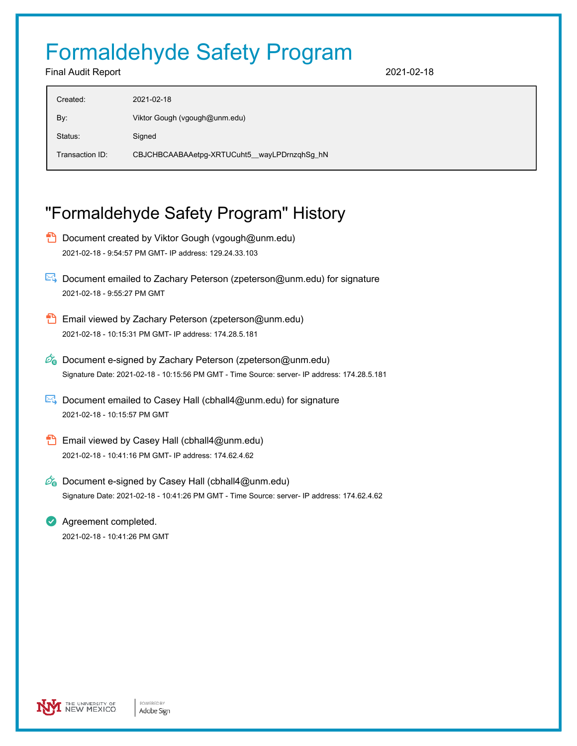# Formaldehyde Safety Program

Final Audit Report 2021-02-18

| | |
|---|---|
| Created: | 2021-02-18 |
| By: | Viktor Gough (vgough@unm.edu) |
| Status: | Signed |
| Transaction ID: | CBJCHBCAABAAetpg-XRTUCuht5__wayLPDrnzqhSg_hN |

## "Formaldehyde Safety Program" History

- Document created by Viktor Gough (vgough@unm.edu)
  2021-02-18 - 9:54:57 PM GMT- IP address: 129.24.33.103

- Document emailed to Zachary Peterson (zpeterson@unm.edu) for signature
  2021-02-18 - 9:55:27 PM GMT

- Email viewed by Zachary Peterson (zpeterson@unm.edu)
  2021-02-18 - 10:15:31 PM GMT- IP address: 174.28.5.181

- Document e-signed by Zachary Peterson (zpeterson@unm.edu)
  Signature Date: 2021-02-18 - 10:15:56 PM GMT - Time Source: server- IP address: 174.28.5.181

- Document emailed to Casey Hall (cbhall4@unm.edu) for signature
  2021-02-18 - 10:15:57 PM GMT

- Email viewed by Casey Hall (cbhall4@unm.edu)
  2021-02-18 - 10:41:16 PM GMT- IP address: 174.62.4.62

- Document e-signed by Casey Hall (cbhall4@unm.edu)
  Signature Date: 2021-02-18 - 10:41:26 PM GMT - Time Source: server- IP address: 174.62.4.62

- Agreement completed.
  2021-02-18 - 10:41:26 PM GMT

THE UNIVERSITY OF NEW MEXICO | POWERED BY Adobe Sign